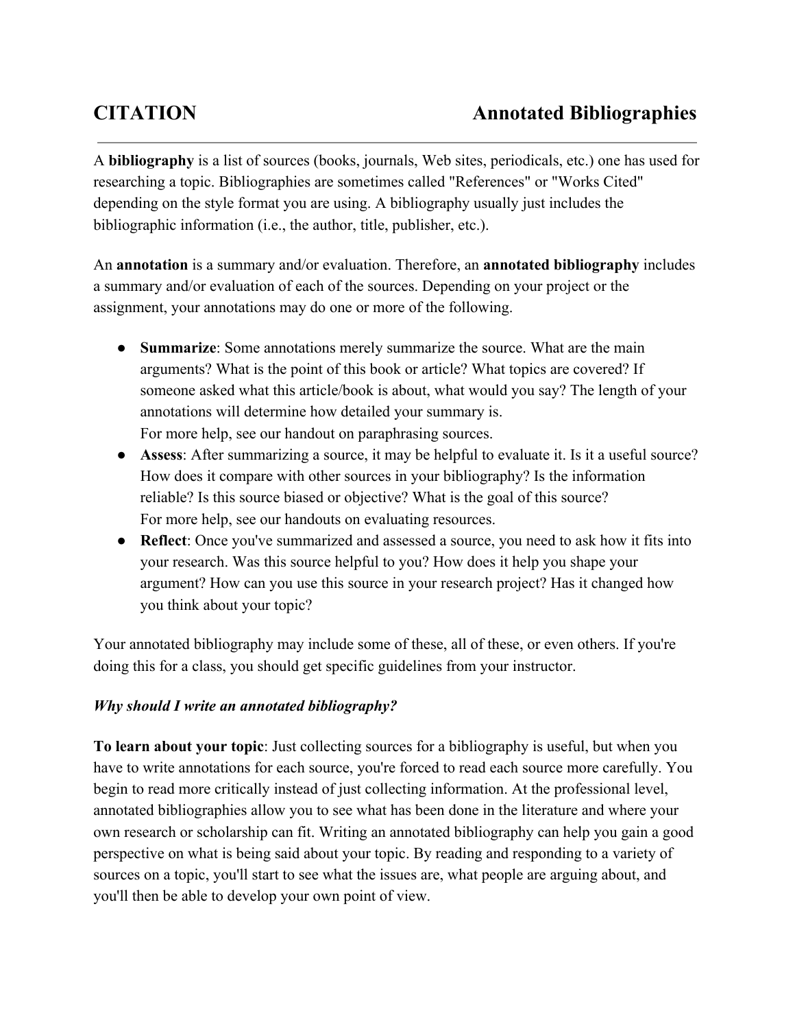# CITATION — Annotated Bibliographies

A **bibliography** is a list of sources (books, journals, Web sites, periodicals, etc.) one has used for researching a topic. Bibliographies are sometimes called "References" or "Works Cited" depending on the style format you are using. A bibliography usually just includes the bibliographic information (i.e., the author, title, publisher, etc.).

An **annotation** is a summary and/or evaluation. Therefore, an **annotated bibliography** includes a summary and/or evaluation of each of the sources. Depending on your project or the assignment, your annotations may do one or more of the following.

- **Summarize**: Some annotations merely summarize the source. What are the main arguments? What is the point of this book or article? What topics are covered? If someone asked what this article/book is about, what would you say? The length of your annotations will determine how detailed your summary is.
  For more help, see our handout on paraphrasing sources.
- **Assess**: After summarizing a source, it may be helpful to evaluate it. Is it a useful source? How does it compare with other sources in your bibliography? Is the information reliable? Is this source biased or objective? What is the goal of this source?
  For more help, see our handouts on evaluating resources.
- **Reflect**: Once you've summarized and assessed a source, you need to ask how it fits into your research. Was this source helpful to you? How does it help you shape your argument? How can you use this source in your research project? Has it changed how you think about your topic?

Your annotated bibliography may include some of these, all of these, or even others. If you're doing this for a class, you should get specific guidelines from your instructor.

***Why should I write an annotated bibliography?***

**To learn about your topic**: Just collecting sources for a bibliography is useful, but when you have to write annotations for each source, you're forced to read each source more carefully. You begin to read more critically instead of just collecting information. At the professional level, annotated bibliographies allow you to see what has been done in the literature and where your own research or scholarship can fit. Writing an annotated bibliography can help you gain a good perspective on what is being said about your topic. By reading and responding to a variety of sources on a topic, you'll start to see what the issues are, what people are arguing about, and you'll then be able to develop your own point of view.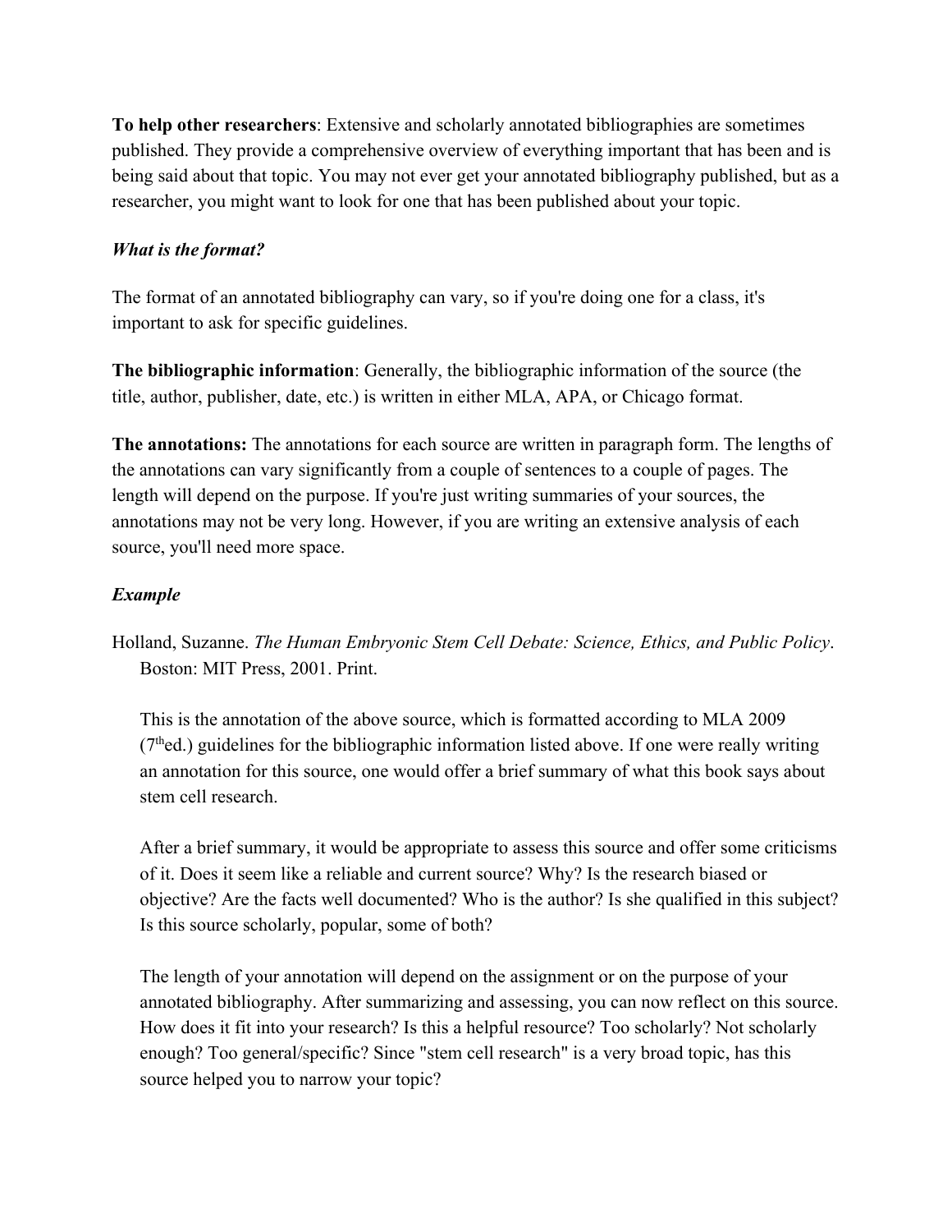**To help other researchers**: Extensive and scholarly annotated bibliographies are sometimes published. They provide a comprehensive overview of everything important that has been and is being said about that topic. You may not ever get your annotated bibliography published, but as a researcher, you might want to look for one that has been published about your topic.

***What is the format?***

The format of an annotated bibliography can vary, so if you're doing one for a class, it's important to ask for specific guidelines.

**The bibliographic information**: Generally, the bibliographic information of the source (the title, author, publisher, date, etc.) is written in either MLA, APA, or Chicago format.

**The annotations:** The annotations for each source are written in paragraph form. The lengths of the annotations can vary significantly from a couple of sentences to a couple of pages. The length will depend on the purpose. If you're just writing summaries of your sources, the annotations may not be very long. However, if you are writing an extensive analysis of each source, you'll need more space.

***Example***

Holland, Suzanne. *The Human Embryonic Stem Cell Debate: Science, Ethics, and Public Policy*. Boston: MIT Press, 2001. Print.

> This is the annotation of the above source, which is formatted according to MLA 2009 (7th ed.) guidelines for the bibliographic information listed above. If one were really writing an annotation for this source, one would offer a brief summary of what this book says about stem cell research.
>
> After a brief summary, it would be appropriate to assess this source and offer some criticisms of it. Does it seem like a reliable and current source? Why? Is the research biased or objective? Are the facts well documented? Who is the author? Is she qualified in this subject? Is this source scholarly, popular, some of both?
>
> The length of your annotation will depend on the assignment or on the purpose of your annotated bibliography. After summarizing and assessing, you can now reflect on this source. How does it fit into your research? Is this a helpful resource? Too scholarly? Not scholarly enough? Too general/specific? Since "stem cell research" is a very broad topic, has this source helped you to narrow your topic?